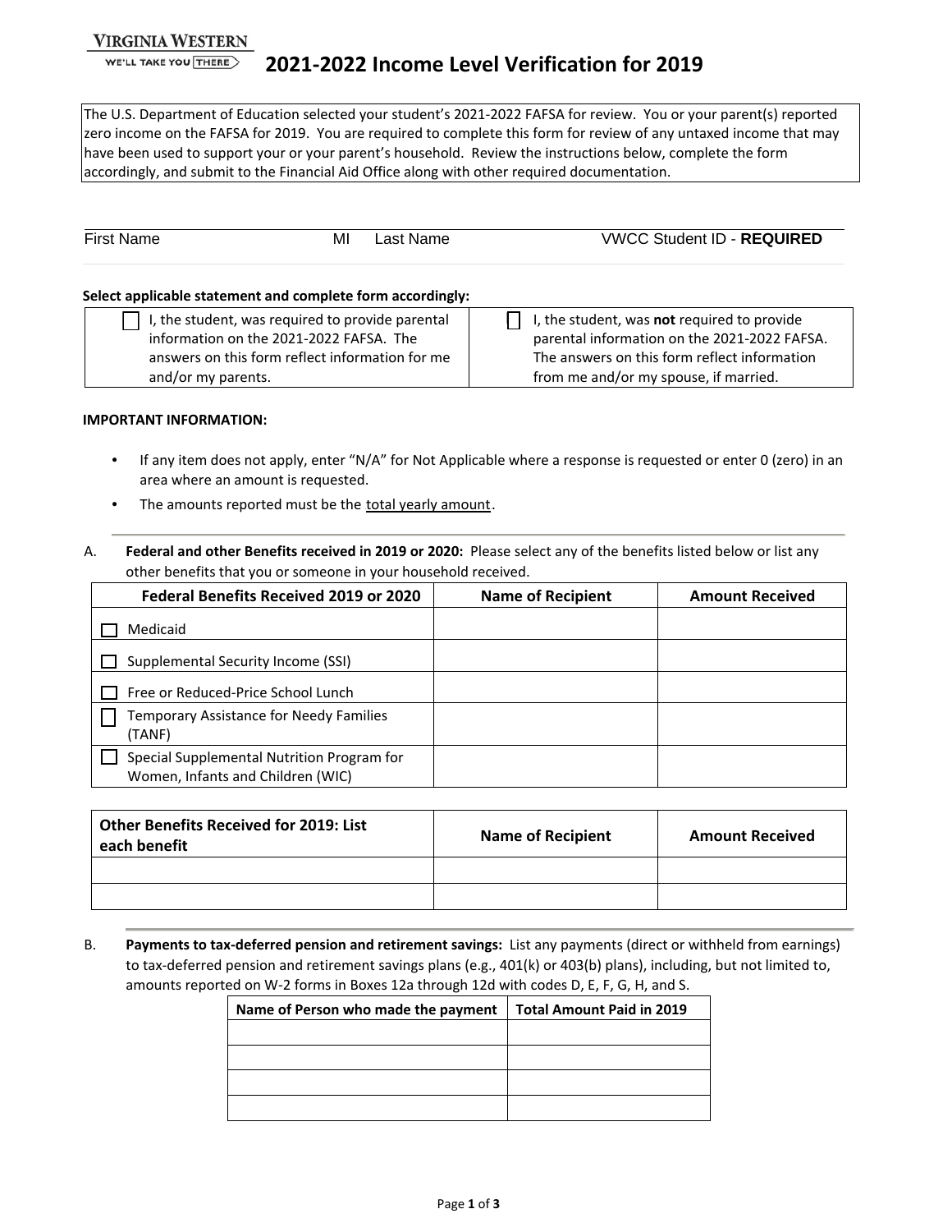VIRGINIA WESTERN
WE'LL TAKE YOU THERE

# 2021-2022 Income Level Verification for 2019

The U.S. Department of Education selected your student's 2021-2022 FAFSA for review. You or your parent(s) reported zero income on the FAFSA for 2019. You are required to complete this form for review of any untaxed income that may have been used to support your or your parent's household. Review the instructions below, complete the form accordingly, and submit to the Financial Aid Office along with other required documentation.

| First Name | MI | Last Name | VWCC Student ID - **REQUIRED** |
|---|---|---|---|
| | | | |

**Select applicable statement and complete form accordingly:**

| | |
|---|---|
| ☐ I, the student, was required to provide parental information on the 2021-2022 FAFSA. The answers on this form reflect information for me and/or my parents. | ☐ I, the student, was **not** required to provide parental information on the 2021-2022 FAFSA. The answers on this form reflect information from me and/or my spouse, if married. |

**IMPORTANT INFORMATION:**

- If any item does not apply, enter "N/A" for Not Applicable where a response is requested or enter 0 (zero) in an area where an amount is requested.
- The amounts reported must be the total yearly amount.

A. **Federal and other Benefits received in 2019 or 2020:** Please select any of the benefits listed below or list any other benefits that you or someone in your household received.

| Federal Benefits Received 2019 or 2020 | Name of Recipient | Amount Received |
|---|---|---|
| ☐ Medicaid | | |
| ☐ Supplemental Security Income (SSI) | | |
| ☐ Free or Reduced-Price School Lunch | | |
| ☐ Temporary Assistance for Needy Families (TANF) | | |
| ☐ Special Supplemental Nutrition Program for Women, Infants and Children (WIC) | | |

| Other Benefits Received for 2019: List each benefit | Name of Recipient | Amount Received |
|---|---|---|
| | | |
| | | |

B. **Payments to tax-deferred pension and retirement savings:** List any payments (direct or withheld from earnings) to tax-deferred pension and retirement savings plans (e.g., 401(k) or 403(b) plans), including, but not limited to, amounts reported on W-2 forms in Boxes 12a through 12d with codes D, E, F, G, H, and S.

| Name of Person who made the payment | Total Amount Paid in 2019 |
|---|---|
| | |
| | |
| | |
| | |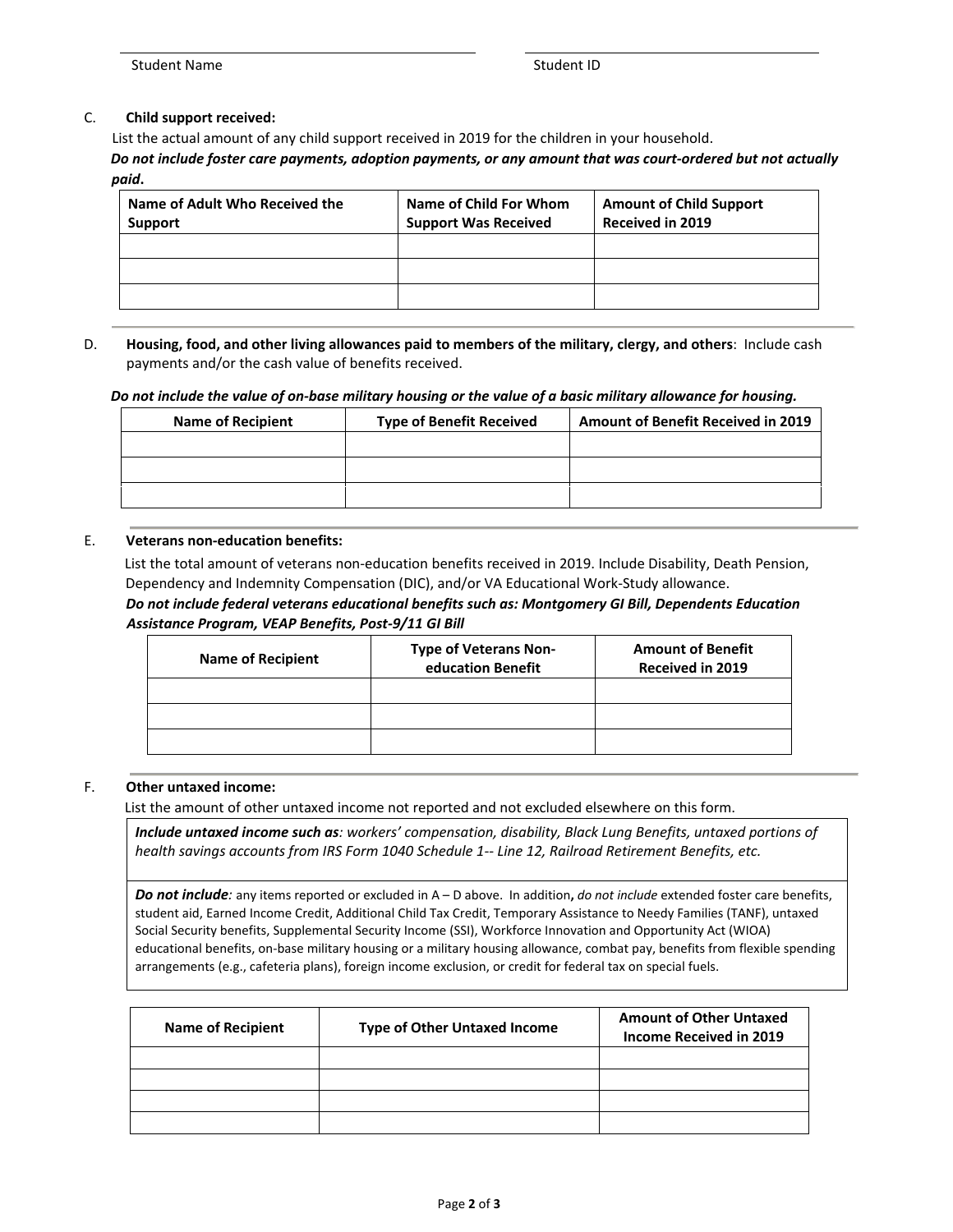Student Name | Student ID

C. **Child support received:**

List the actual amount of any child support received in 2019 for the children in your household.

***Do not include foster care payments, adoption payments, or any amount that was court-ordered but not actually paid*.**

| Name of Adult Who Received the Support | Name of Child For Whom Support Was Received | Amount of Child Support Received in 2019 |
|---|---|---|
| | | |
| | | |
| | | |

D. **Housing, food, and other living allowances paid to members of the military, clergy, and others**: Include cash payments and/or the cash value of benefits received.

***Do not include the value of on-base military housing or the value of a basic military allowance for housing.***

| Name of Recipient | Type of Benefit Received | Amount of Benefit Received in 2019 |
|---|---|---|
| | | |
| | | |
| | | |

E. **Veterans non-education benefits:**

List the total amount of veterans non-education benefits received in 2019. Include Disability, Death Pension, Dependency and Indemnity Compensation (DIC), and/or VA Educational Work-Study allowance.

***Do not include federal veterans educational benefits such as: Montgomery GI Bill, Dependents Education Assistance Program, VEAP Benefits, Post-9/11 GI Bill***

| Name of Recipient | Type of Veterans Non-education Benefit | Amount of Benefit Received in 2019 |
|---|---|---|
| | | |
| | | |
| | | |

F. **Other untaxed income:**

List the amount of other untaxed income not reported and not excluded elsewhere on this form.

***Include untaxed income such as**: workers' compensation, disability, Black Lung Benefits, untaxed portions of health savings accounts from IRS Form 1040 Schedule 1-- Line 12, Railroad Retirement Benefits, etc.*

***Do not include**:* any items reported or excluded in A – D above. In addition**,** *do not include* extended foster care benefits, student aid, Earned Income Credit, Additional Child Tax Credit, Temporary Assistance to Needy Families (TANF), untaxed Social Security benefits, Supplemental Security Income (SSI), Workforce Innovation and Opportunity Act (WIOA) educational benefits, on-base military housing or a military housing allowance, combat pay, benefits from flexible spending arrangements (e.g., cafeteria plans), foreign income exclusion, or credit for federal tax on special fuels.

| Name of Recipient | Type of Other Untaxed Income | Amount of Other Untaxed Income Received in 2019 |
|---|---|---|
| | | |
| | | |
| | | |
| | | |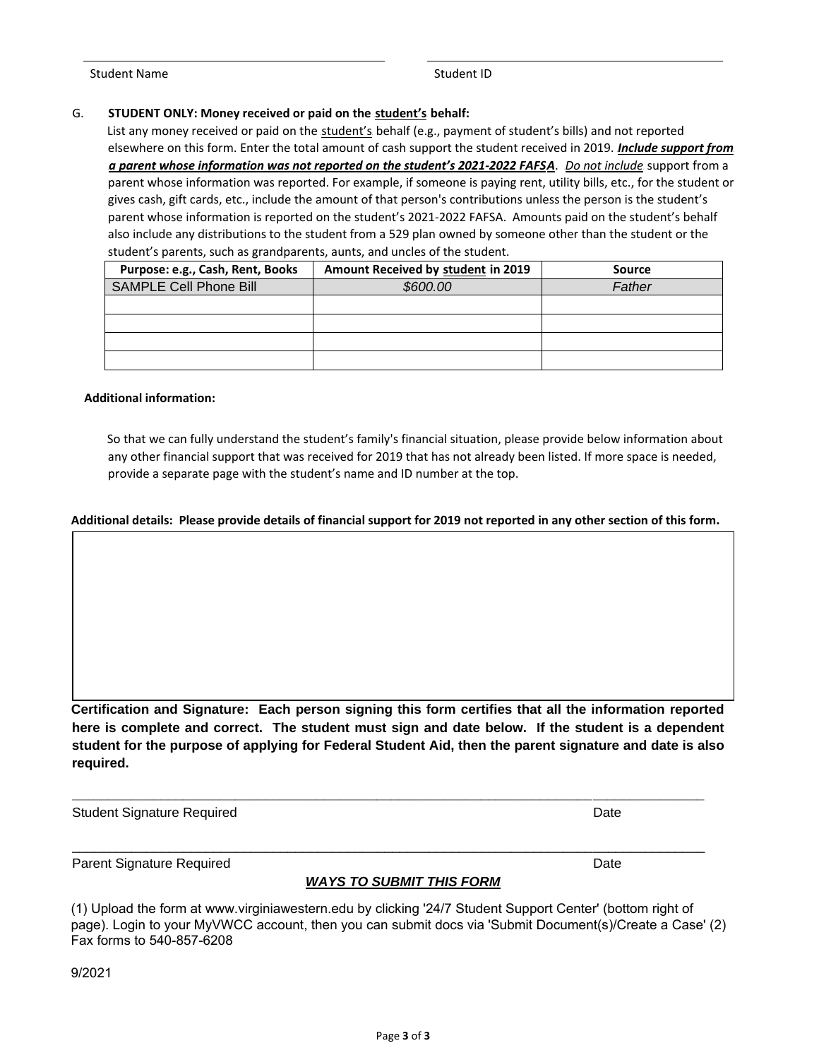Student Name

Student ID

G. **STUDENT ONLY: Money received or paid on the student's behalf:**

List any money received or paid on the student's behalf (e.g., payment of student's bills) and not reported elsewhere on this form. Enter the total amount of cash support the student received in 2019. ***Include support from a parent whose information was not reported on the student's 2021-2022 FAFSA***. *Do not include* support from a parent whose information was reported. For example, if someone is paying rent, utility bills, etc., for the student or gives cash, gift cards, etc., include the amount of that person's contributions unless the person is the student's parent whose information is reported on the student's 2021-2022 FAFSA. Amounts paid on the student's behalf also include any distributions to the student from a 529 plan owned by someone other than the student or the student's parents, such as grandparents, aunts, and uncles of the student.

| Purpose: e.g., Cash, Rent, Books | Amount Received by student in 2019 | Source |
|---|---|---|
| SAMPLE Cell Phone Bill | *$600.00* | *Father* |
| | | |
| | | |
| | | |
| | | |

**Additional information:**

So that we can fully understand the student's family's financial situation, please provide below information about any other financial support that was received for 2019 that has not already been listed. If more space is needed, provide a separate page with the student's name and ID number at the top.

**Additional details: Please provide details of financial support for 2019 not reported in any other section of this form.**

**Certification and Signature: Each person signing this form certifies that all the information reported here is complete and correct. The student must sign and date below. If the student is a dependent student for the purpose of applying for Federal Student Aid, then the parent signature and date is also required.**

Student Signature Required　　　　　　　　　　　　　　　　　　　Date

Parent Signature Required　　　　　　　　　　　　　　　　　　　Date

***WAYS TO SUBMIT THIS FORM***

(1) Upload the form at www.virginiawestern.edu by clicking '24/7 Student Support Center' (bottom right of page). Login to your MyVWCC account, then you can submit docs via 'Submit Document(s)/Create a Case' (2) Fax forms to 540-857-6208

9/2021